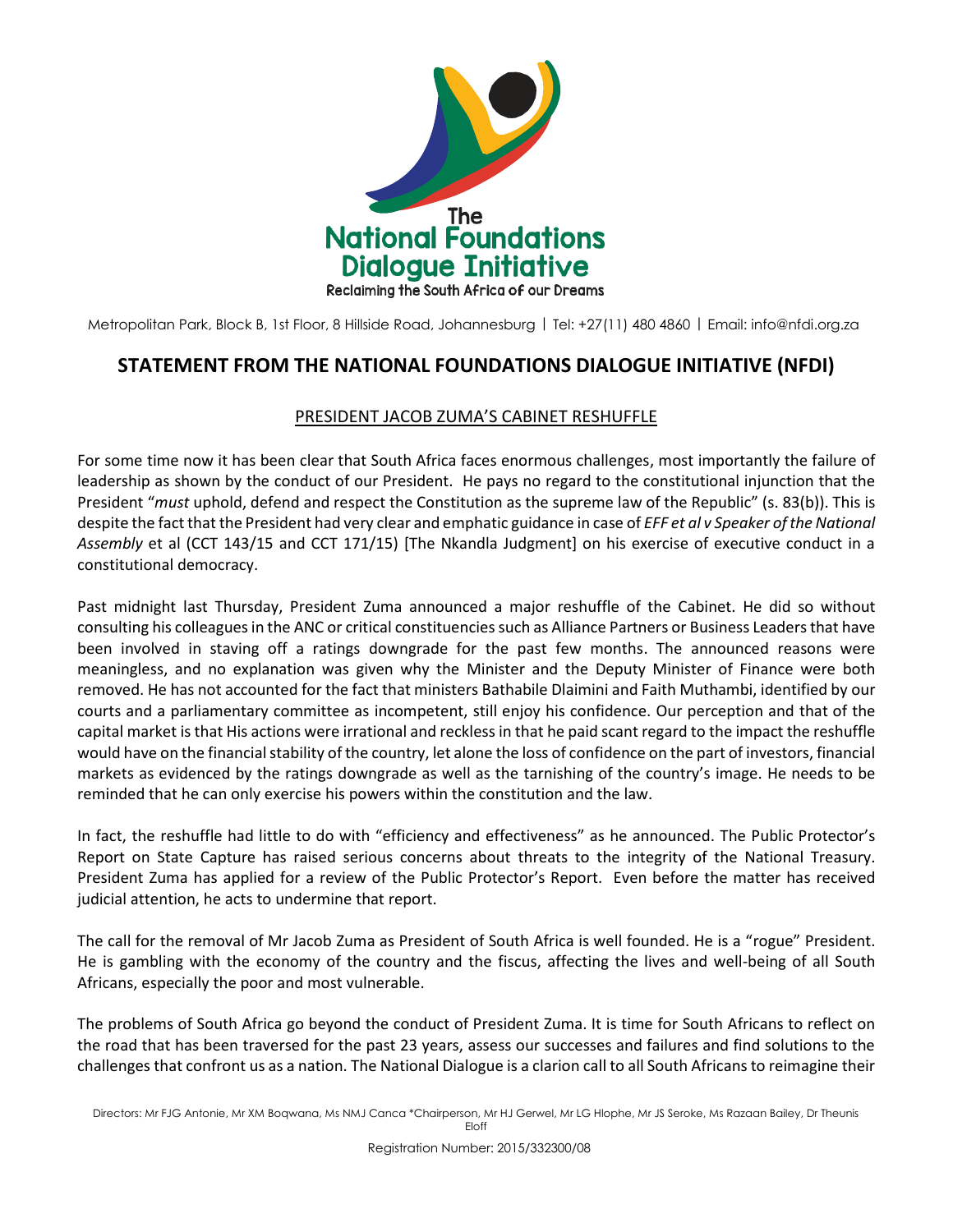The National Foundations Dialogue Initiative
Reclaiming the South Africa of our Dreams

Metropolitan Park, Block B, 1st Floor, 8 Hillside Road, Johannesburg | Tel: +27(11) 480 4860 | Email: info@nfdi.org.za

# STATEMENT FROM THE NATIONAL FOUNDATIONS DIALOGUE INITIATIVE (NFDI)

## PRESIDENT JACOB ZUMA'S CABINET RESHUFFLE

For some time now it has been clear that South Africa faces enormous challenges, most importantly the failure of leadership as shown by the conduct of our President. He pays no regard to the constitutional injunction that the President "*must* uphold, defend and respect the Constitution as the supreme law of the Republic" (s. 83(b)). This is despite the fact that the President had very clear and emphatic guidance in case of *EFF et al v Speaker of the National Assembly* et al (CCT 143/15 and CCT 171/15) [The Nkandla Judgment] on his exercise of executive conduct in a constitutional democracy.

Past midnight last Thursday, President Zuma announced a major reshuffle of the Cabinet. He did so without consulting his colleagues in the ANC or critical constituencies such as Alliance Partners or Business Leaders that have been involved in staving off a ratings downgrade for the past few months. The announced reasons were meaningless, and no explanation was given why the Minister and the Deputy Minister of Finance were both removed. He has not accounted for the fact that ministers Bathabile Dlaimini and Faith Muthambi, identified by our courts and a parliamentary committee as incompetent, still enjoy his confidence. Our perception and that of the capital market is that His actions were irrational and reckless in that he paid scant regard to the impact the reshuffle would have on the financial stability of the country, let alone the loss of confidence on the part of investors, financial markets as evidenced by the ratings downgrade as well as the tarnishing of the country's image. He needs to be reminded that he can only exercise his powers within the constitution and the law.

In fact, the reshuffle had little to do with "efficiency and effectiveness" as he announced. The Public Protector's Report on State Capture has raised serious concerns about threats to the integrity of the National Treasury. President Zuma has applied for a review of the Public Protector's Report. Even before the matter has received judicial attention, he acts to undermine that report.

The call for the removal of Mr Jacob Zuma as President of South Africa is well founded. He is a "rogue" President. He is gambling with the economy of the country and the fiscus, affecting the lives and well-being of all South Africans, especially the poor and most vulnerable.

The problems of South Africa go beyond the conduct of President Zuma. It is time for South Africans to reflect on the road that has been traversed for the past 23 years, assess our successes and failures and find solutions to the challenges that confront us as a nation. The National Dialogue is a clarion call to all South Africans to reimagine their

Directors: Mr FJG Antonie, Mr XM Boqwana, Ms NMJ Canca *Chairperson, Mr HJ Gerwel, Mr LG Hlophe, Mr JS Seroke, Ms Razaan Bailey, Dr Theunis Eloff

Registration Number: 2015/332300/08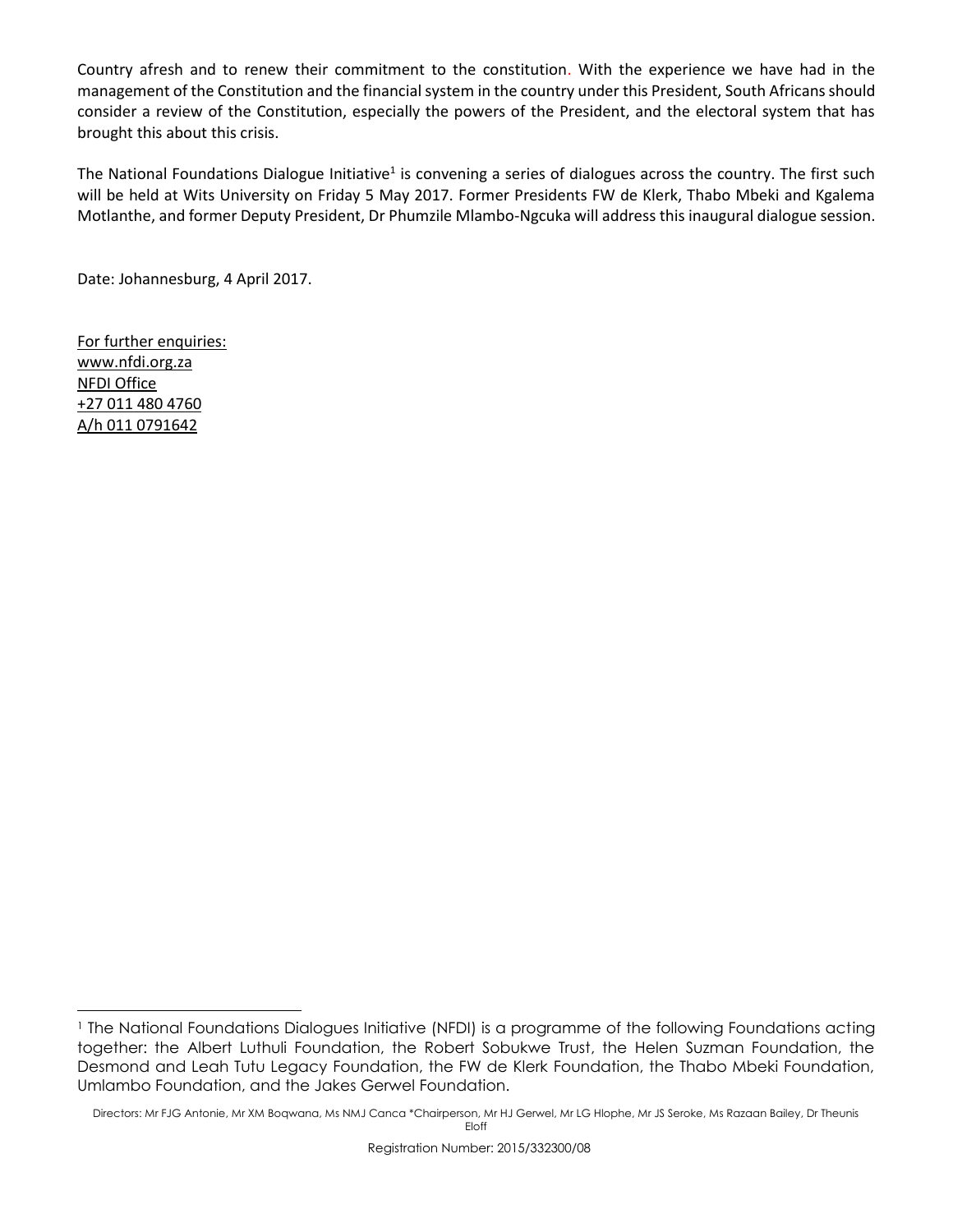Country afresh and to renew their commitment to the constitution. With the experience we have had in the management of the Constitution and the financial system in the country under this President, South Africans should consider a review of the Constitution, especially the powers of the President, and the electoral system that has brought this about this crisis.

The National Foundations Dialogue Initiative[1] is convening a series of dialogues across the country. The first such will be held at Wits University on Friday 5 May 2017. Former Presidents FW de Klerk, Thabo Mbeki and Kgalema Motlanthe, and former Deputy President, Dr Phumzile Mlambo-Ngcuka will address this inaugural dialogue session.

Date: Johannesburg, 4 April 2017.

For further enquiries:
www.nfdi.org.za
NFDI Office
+27 011 480 4760
A/h 011 0791642

[1] The National Foundations Dialogues Initiative (NFDI) is a programme of the following Foundations acting together: the Albert Luthuli Foundation, the Robert Sobukwe Trust, the Helen Suzman Foundation, the Desmond and Leah Tutu Legacy Foundation, the FW de Klerk Foundation, the Thabo Mbeki Foundation, Umlambo Foundation, and the Jakes Gerwel Foundation.

Directors: Mr FJG Antonie, Mr XM Boqwana, Ms NMJ Canca *Chairperson, Mr HJ Gerwel, Mr LG Hlophe, Mr JS Seroke, Ms Razaan Bailey, Dr Theunis Eloff

Registration Number: 2015/332300/08